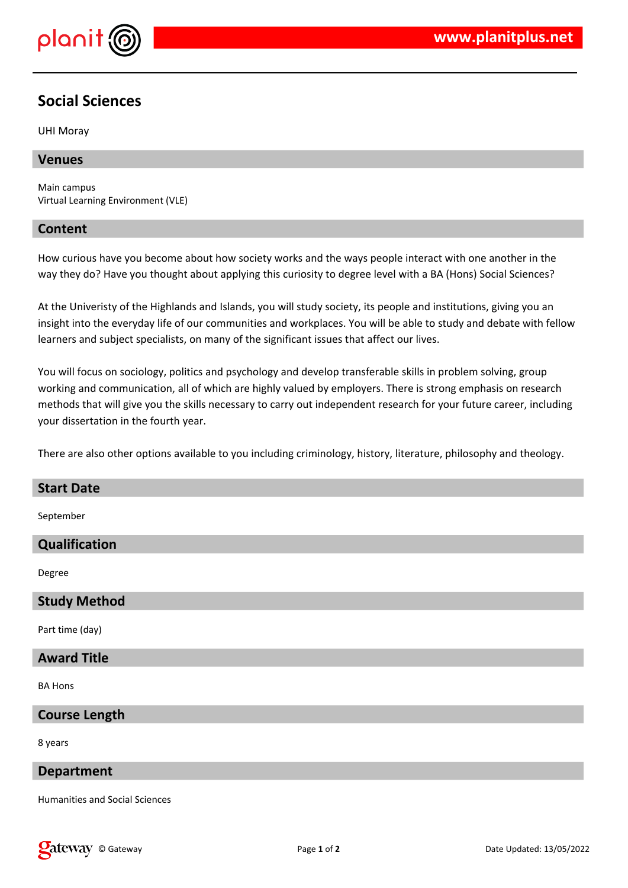# Social Sciences

UHI Moray

## Venues

Main campus
Virtual Learning Environment (VLE)

## Content

How curious have you become about how society works and the ways people interact with one another in the way they do? Have you thought about applying this curiosity to degree level with a BA (Hons) Social Sciences?

At the Univeristy of the Highlands and Islands, you will study society, its people and institutions, giving you an insight into the everyday life of our communities and workplaces. You will be able to study and debate with fellow learners and subject specialists, on many of the significant issues that affect our lives.

You will focus on sociology, politics and psychology and develop transferable skills in problem solving, group working and communication, all of which are highly valued by employers. There is strong emphasis on research methods that will give you the skills necessary to carry out independent research for your future career, including your dissertation in the fourth year.

There are also other options available to you including criminology, history, literature, philosophy and theology.

## Start Date

September

## Qualification

Degree

## Study Method

Part time (day)

## Award Title

BA Hons

## Course Length

8 years

## Department

Humanities and Social Sciences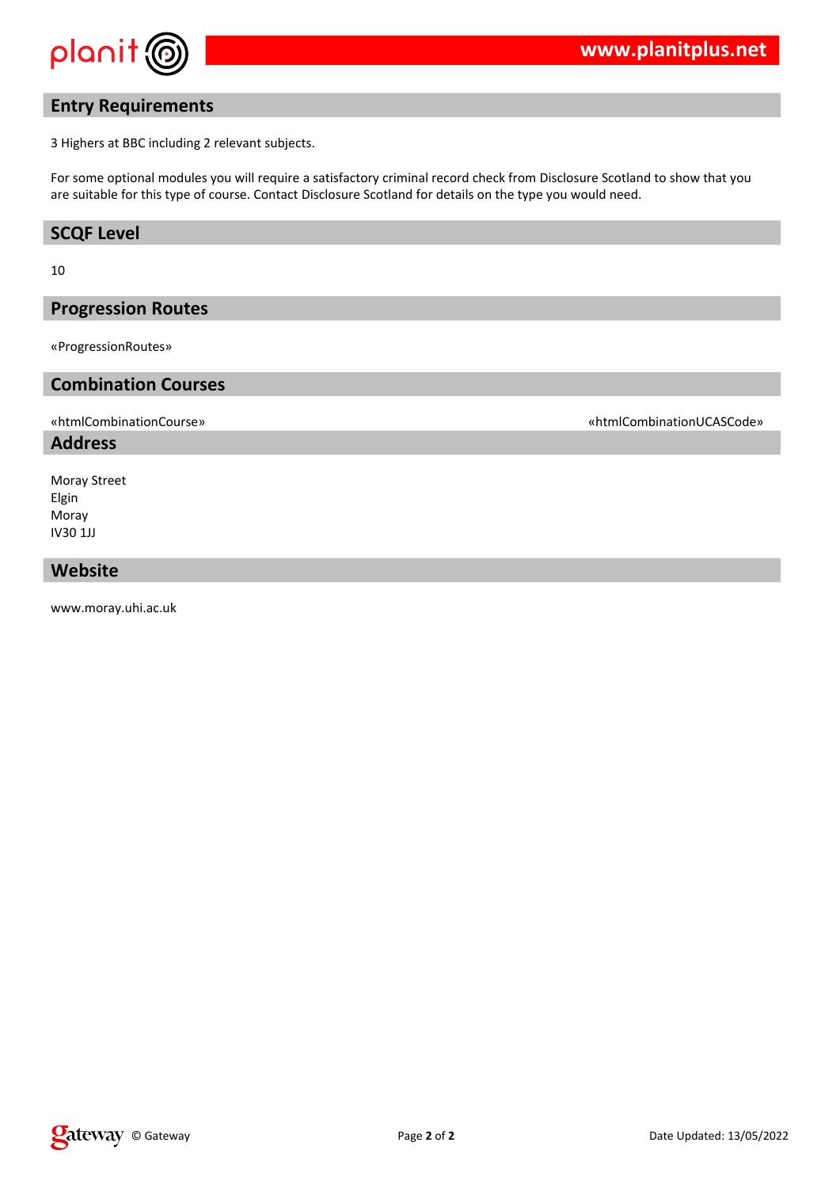## Entry Requirements

3 Highers at BBC including 2 relevant subjects.

For some optional modules you will require a satisfactory criminal record check from Disclosure Scotland to show that you are suitable for this type of course. Contact Disclosure Scotland for details on the type you would need.

## SCQF Level

10

## Progression Routes

«ProgressionRoutes»

## Combination Courses

«htmlCombinationCourse» «htmlCombinationUCASCode»

## Address

Moray Street
Elgin
Moray
IV30 1JJ

## Website

www.moray.uhi.ac.uk